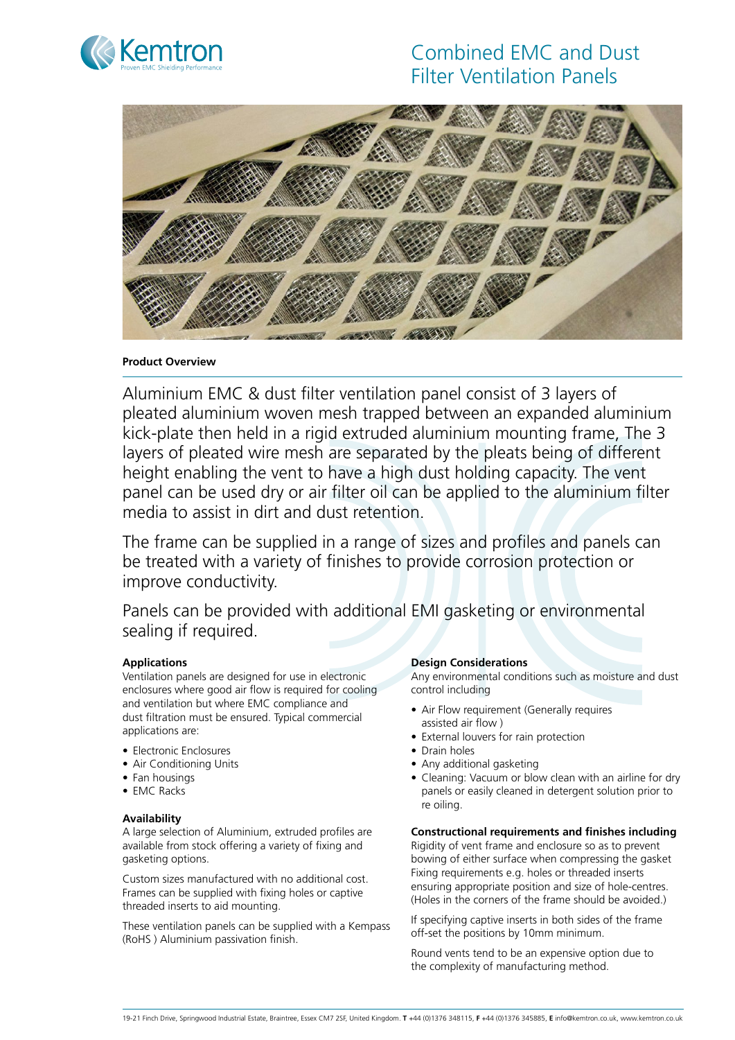# Combined EMC and Dust Filter Ventilation Panels

**Product Overview**

Aluminium EMC & dust filter ventilation panel consist of 3 layers of pleated aluminium woven mesh trapped between an expanded aluminium kick-plate then held in a rigid extruded aluminium mounting frame, The 3 layers of pleated wire mesh are separated by the pleats being of different height enabling the vent to have a high dust holding capacity. The vent panel can be used dry or air filter oil can be applied to the aluminium filter media to assist in dirt and dust retention.

The frame can be supplied in a range of sizes and profiles and panels can be treated with a variety of finishes to provide corrosion protection or improve conductivity.

Panels can be provided with additional EMI gasketing or environmental sealing if required.

### Applications

Ventilation panels are designed for use in electronic enclosures where good air flow is required for cooling and ventilation but where EMC compliance and dust filtration must be ensured. Typical commercial applications are:

- Electronic Enclosures
- Air Conditioning Units
- Fan housings
- EMC Racks

### Availability

A large selection of Aluminium, extruded profiles are available from stock offering a variety of fixing and gasketing options.

Custom sizes manufactured with no additional cost. Frames can be supplied with fixing holes or captive threaded inserts to aid mounting.

These ventilation panels can be supplied with a Kempass (RoHS ) Aluminium passivation finish.

### Design Considerations

Any environmental conditions such as moisture and dust control including

- Air Flow requirement (Generally requires assisted air flow )
- External louvers for rain protection
- Drain holes
- Any additional gasketing
- Cleaning: Vacuum or blow clean with an airline for dry panels or easily cleaned in detergent solution prior to re oiling.

### Constructional requirements and finishes including

Rigidity of vent frame and enclosure so as to prevent bowing of either surface when compressing the gasket Fixing requirements e.g. holes or threaded inserts ensuring appropriate position and size of hole-centres. (Holes in the corners of the frame should be avoided.)

If specifying captive inserts in both sides of the frame off-set the positions by 10mm minimum.

Round vents tend to be an expensive option due to the complexity of manufacturing method.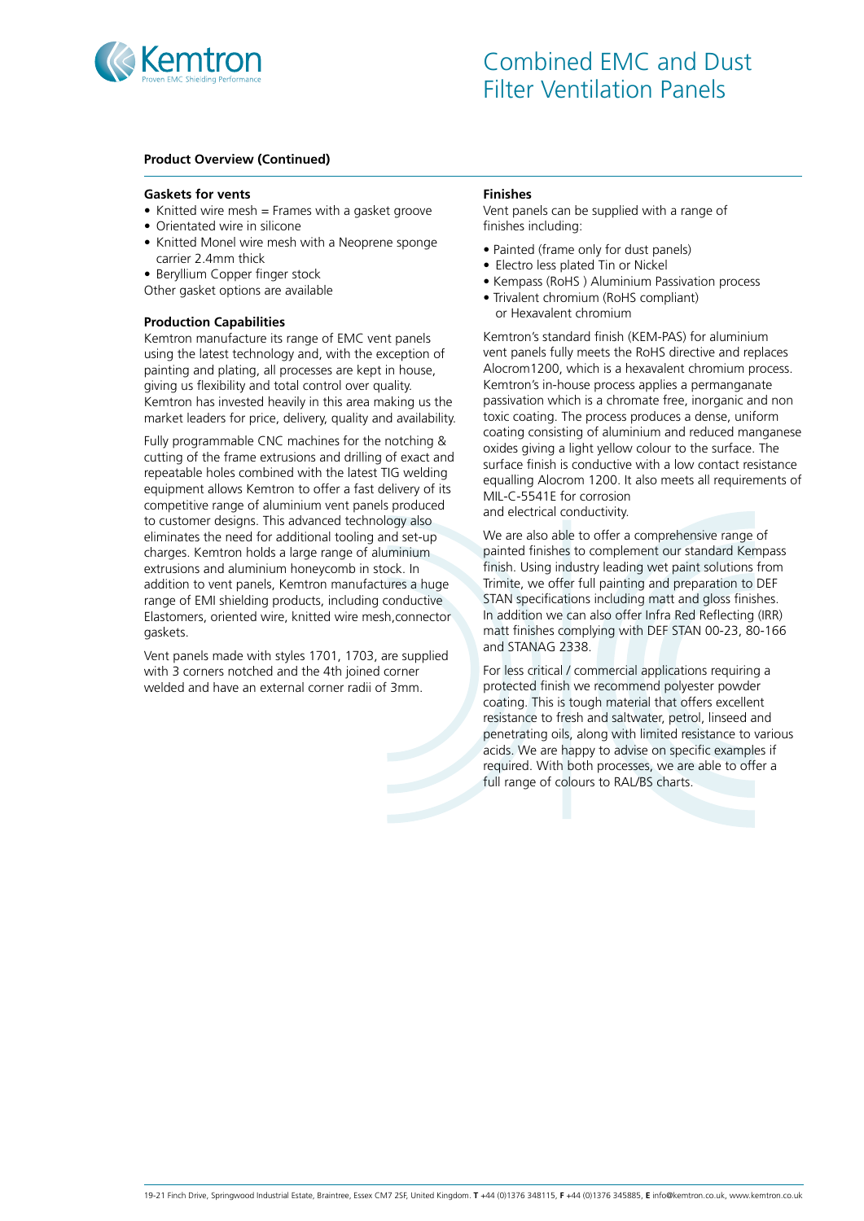# Combined EMC and Dust Filter Ventilation Panels

**Product Overview (Continued)**

### Gaskets for vents

- Knitted wire mesh = Frames with a gasket groove
- Orientated wire in silicone
- Knitted Monel wire mesh with a Neoprene sponge carrier 2.4mm thick
- Beryllium Copper finger stock

Other gasket options are available

### Production Capabilities

Kemtron manufacture its range of EMC vent panels using the latest technology and, with the exception of painting and plating, all processes are kept in house, giving us flexibility and total control over quality. Kemtron has invested heavily in this area making us the market leaders for price, delivery, quality and availability.

Fully programmable CNC machines for the notching & cutting of the frame extrusions and drilling of exact and repeatable holes combined with the latest TIG welding equipment allows Kemtron to offer a fast delivery of its competitive range of aluminium vent panels produced to customer designs. This advanced technology also eliminates the need for additional tooling and set-up charges. Kemtron holds a large range of aluminium extrusions and aluminium honeycomb in stock. In addition to vent panels, Kemtron manufactures a huge range of EMI shielding products, including conductive Elastomers, oriented wire, knitted wire mesh,connector gaskets.

Vent panels made with styles 1701, 1703, are supplied with 3 corners notched and the 4th joined corner welded and have an external corner radii of 3mm.

### Finishes

Vent panels can be supplied with a range of finishes including:

- Painted (frame only for dust panels)
- Electro less plated Tin or Nickel
- Kempass (RoHS ) Aluminium Passivation process
- Trivalent chromium (RoHS compliant) or Hexavalent chromium

Kemtron's standard finish (KEM-PAS) for aluminium vent panels fully meets the RoHS directive and replaces Alocrom1200, which is a hexavalent chromium process. Kemtron's in-house process applies a permanganate passivation which is a chromate free, inorganic and non toxic coating. The process produces a dense, uniform coating consisting of aluminium and reduced manganese oxides giving a light yellow colour to the surface. The surface finish is conductive with a low contact resistance equalling Alocrom 1200. It also meets all requirements of MIL-C-5541E for corrosion and electrical conductivity.

We are also able to offer a comprehensive range of painted finishes to complement our standard Kempass finish. Using industry leading wet paint solutions from Trimite, we offer full painting and preparation to DEF STAN specifications including matt and gloss finishes. In addition we can also offer Infra Red Reflecting (IRR) matt finishes complying with DEF STAN 00-23, 80-166 and STANAG 2338.

For less critical / commercial applications requiring a protected finish we recommend polyester powder coating. This is tough material that offers excellent resistance to fresh and saltwater, petrol, linseed and penetrating oils, along with limited resistance to various acids. We are happy to advise on specific examples if required. With both processes, we are able to offer a full range of colours to RAL/BS charts.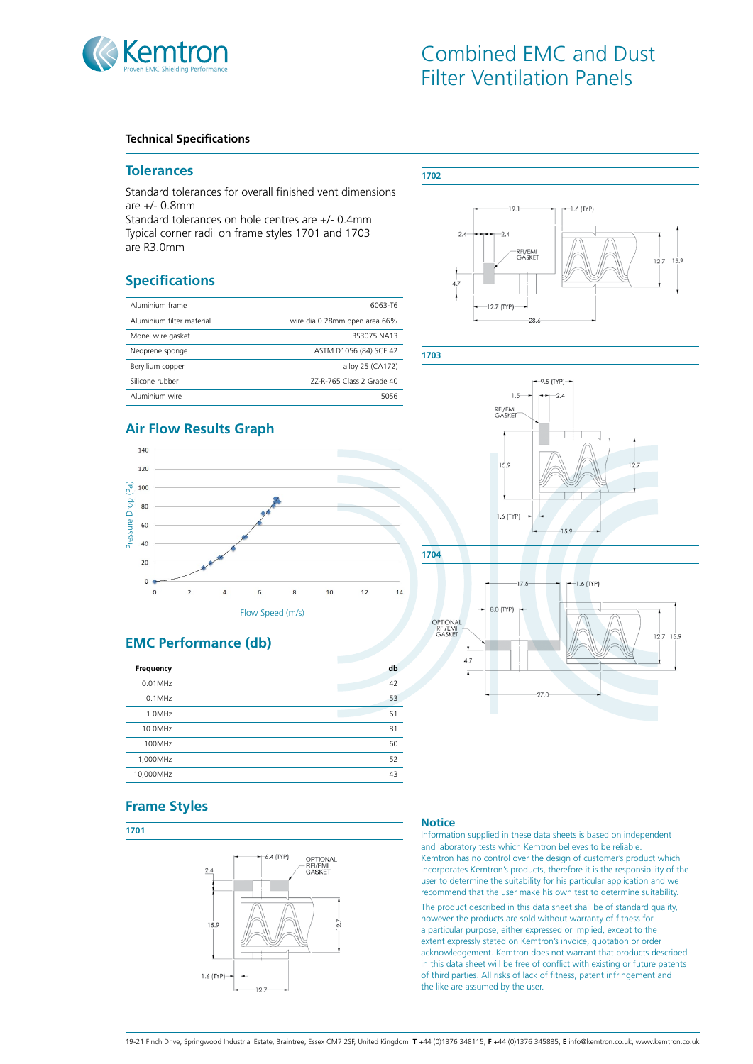# Combined EMC and Dust Filter Ventilation Panels

**Technical Specifications**

## Tolerances

Standard tolerances for overall finished vent dimensions are +/- 0.8mm
Standard tolerances on hole centres are +/- 0.4mm
Typical corner radii on frame styles 1701 and 1703 are R3.0mm

## Specifications

| | |
|---|---|
| Aluminium frame | 6063-T6 |
| Aluminium filter material | wire dia 0.28mm open area 66% |
| Monel wire gasket | BS3075 NA13 |
| Neoprene sponge | ASTM D1056 (84) SCE 42 |
| Beryllium copper | alloy 25 (CA172) |
| Silicone rubber | ZZ-R-765 Class 2 Grade 40 |
| Aluminium wire | 5056 |

## Air Flow Results Graph

Pressure Drop (Pa)
140
120
100
80
60
40
20
0
0 2 4 6 8 10 12 14
Flow Speed (m/s)

## EMC Performance (db)

| Frequency | db |
|---|---|
| 0.01MHz | 42 |
| 0.1MHz | 53 |
| 1.0MHz | 61 |
| 10.0MHz | 81 |
| 100MHz | 60 |
| 1,000MHz | 52 |
| 10,000MHz | 43 |

## Frame Styles

**1701**

6.4 (TYP)
OPTIONAL RFI/EMI GASKET
2.4
15.9
12.7
1.6 (TYP)
12.7

**1702**

19.1
1.6 (TYP)
2.4
2.4
RFI/EMI GASKET
12.7
15.9
4.7
12.7 (TYP)
28.6

**1703**

9.5 (TYP)
1.5
2.4
RFI/EMI GASKET
15.9
12.7
1.6 (TYP)
15.9

**1704**

17.5
1.6 (TYP)
8.0 (TYP)
OPTIONAL RFI/EMI GASKET
12.7
15.9
4.7
27.0

## Notice

Information supplied in these data sheets is based on independent and laboratory tests which Kemtron believes to be reliable. Kemtron has no control over the design of customer's product which incorporates Kemtron's products, therefore it is the responsibility of the user to determine the suitability for his particular application and we recommend that the user make his own test to determine suitability.

The product described in this data sheet shall be of standard quality, however the products are sold without warranty of fitness for a particular purpose, either expressed or implied, except to the extent expressly stated on Kemtron's invoice, quotation or order acknowledgement. Kemtron does not warrant that products described in this data sheet will be free of conflict with existing or future patents of third parties. All risks of lack of fitness, patent infringement and the like are assumed by the user.

19-21 Finch Drive, Springwood Industrial Estate, Braintree, Essex CM7 2SF, United Kingdom. **T** +44 (0)1376 348115, **F** +44 (0)1376 345885, **E** info@kemtron.co.uk, www.kemtron.co.uk